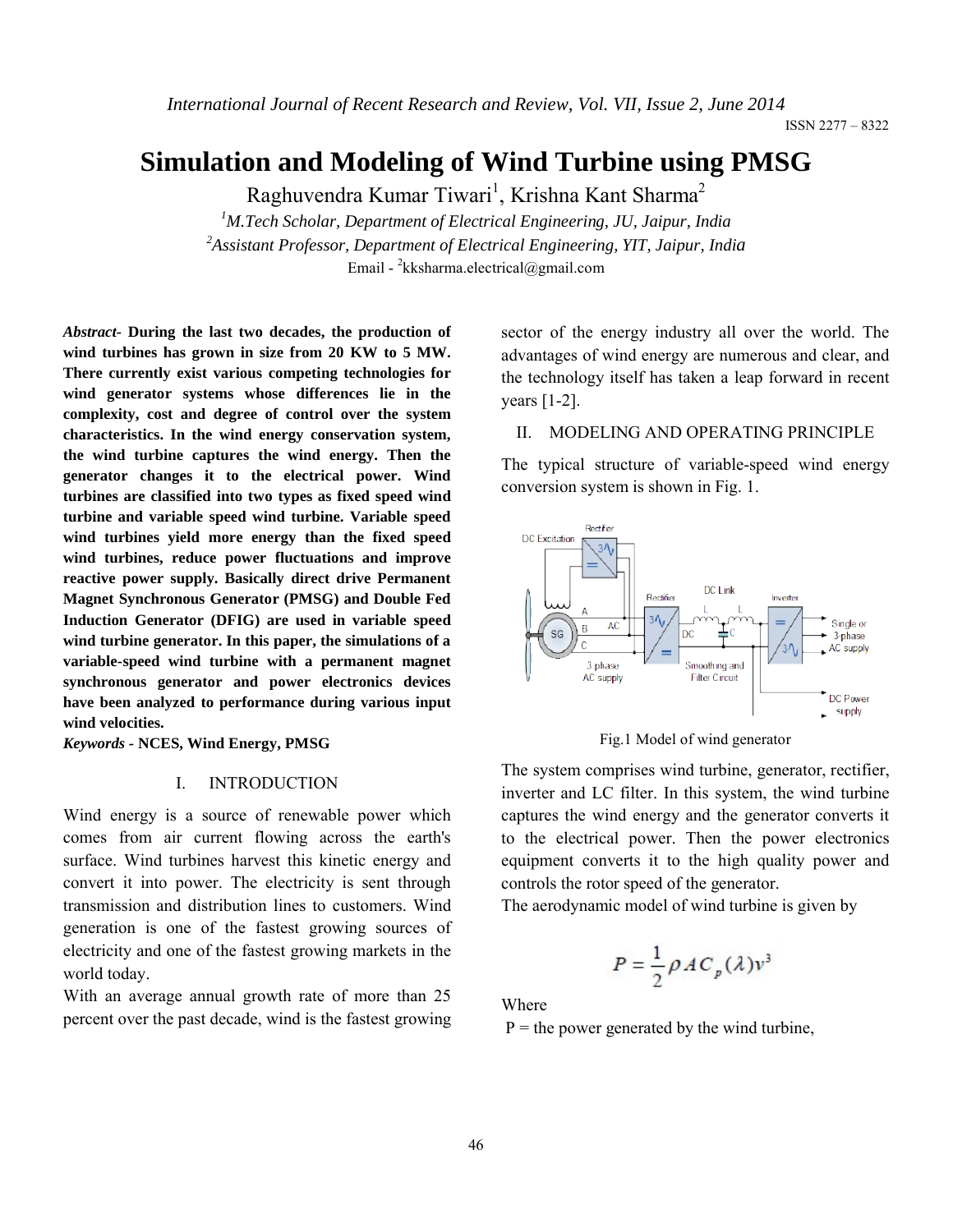# Simulation and Modeling of Wind Turbine using PMSG

Raghuvendra Kumar Tiwari[1], Krishna Kant Sharma[2]

[1]*M.Tech Scholar, Department of Electrical Engineering, JU, Jaipur, India*

[2]*Assistant Professor, Department of Electrical Engineering, YIT, Jaipur, India*

Email - [2]kksharma.electrical@gmail.com

***Abstract-*** **During the last two decades, the production of wind turbines has grown in size from 20 KW to 5 MW. There currently exist various competing technologies for wind generator systems whose differences lie in the complexity, cost and degree of control over the system characteristics. In the wind energy conservation system, the wind turbine captures the wind energy. Then the generator changes it to the electrical power. Wind turbines are classified into two types as fixed speed wind turbine and variable speed wind turbine. Variable speed wind turbines yield more energy than the fixed speed wind turbines, reduce power fluctuations and improve reactive power supply. Basically direct drive Permanent Magnet Synchronous Generator (PMSG) and Double Fed Induction Generator (DFIG) are used in variable speed wind turbine generator. In this paper, the simulations of a variable-speed wind turbine with a permanent magnet synchronous generator and power electronics devices have been analyzed to performance during various input wind velocities.**

***Keywords* - NCES, Wind Energy, PMSG**

## I. INTRODUCTION

Wind energy is a source of renewable power which comes from air current flowing across the earth's surface. Wind turbines harvest this kinetic energy and convert it into power. The electricity is sent through transmission and distribution lines to customers. Wind generation is one of the fastest growing sources of electricity and one of the fastest growing markets in the world today.

With an average annual growth rate of more than 25 percent over the past decade, wind is the fastest growing sector of the energy industry all over the world. The advantages of wind energy are numerous and clear, and the technology itself has taken a leap forward in recent years [1-2].

## II. MODELING AND OPERATING PRINCIPLE

The typical structure of variable-speed wind energy conversion system is shown in Fig. 1.

Fig.1 Model of wind generator

The system comprises wind turbine, generator, rectifier, inverter and LC filter. In this system, the wind turbine captures the wind energy and the generator converts it to the electrical power. Then the power electronics equipment converts it to the high quality power and controls the rotor speed of the generator.

The aerodynamic model of wind turbine is given by

$$P = \frac{1}{2}\rho A C_p(\lambda) v^3$$

Where

P = the power generated by the wind turbine,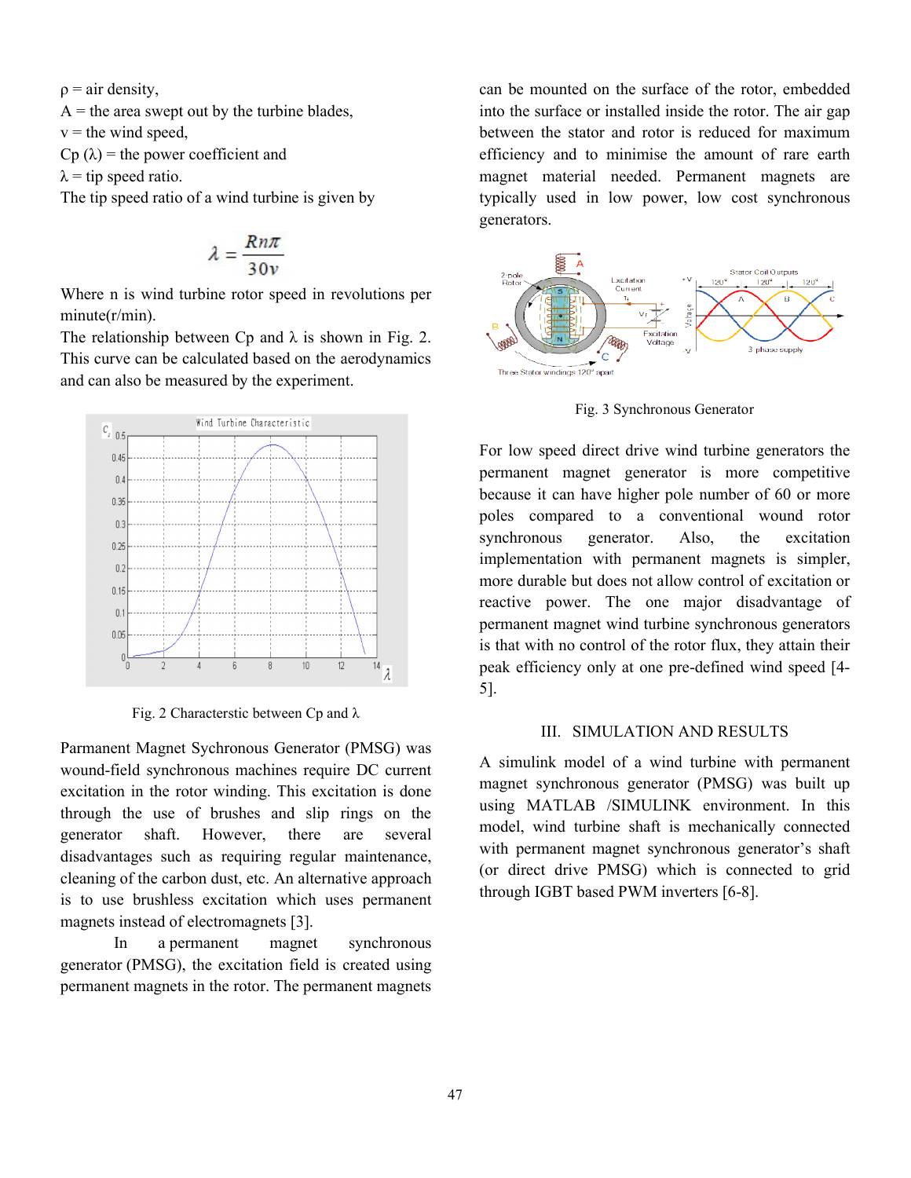ρ = air density,
A = the area swept out by the turbine blades,
v = the wind speed,
Cp (λ) = the power coefficient and
λ = tip speed ratio.
The tip speed ratio of a wind turbine is given by

$$\lambda = \frac{Rn\pi}{30v}$$

Where n is wind turbine rotor speed in revolutions per minute(r/min).
The relationship between Cp and λ is shown in Fig. 2. This curve can be calculated based on the aerodynamics and can also be measured by the experiment.

Fig. 2 Characterstic between Cp and λ

Parmanent Magnet Sychronous Generator (PMSG) was wound-field synchronous machines require DC current excitation in the rotor winding. This excitation is done through the use of brushes and slip rings on the generator shaft. However, there are several disadvantages such as requiring regular maintenance, cleaning of the carbon dust, etc. An alternative approach is to use brushless excitation which uses permanent magnets instead of electromagnets [3].

In a permanent magnet synchronous generator (PMSG), the excitation field is created using permanent magnets in the rotor. The permanent magnets can be mounted on the surface of the rotor, embedded into the surface or installed inside the rotor. The air gap between the stator and rotor is reduced for maximum efficiency and to minimise the amount of rare earth magnet material needed. Permanent magnets are typically used in low power, low cost synchronous generators.

Fig. 3 Synchronous Generator

For low speed direct drive wind turbine generators the permanent magnet generator is more competitive because it can have higher pole number of 60 or more poles compared to a conventional wound rotor synchronous generator. Also, the excitation implementation with permanent magnets is simpler, more durable but does not allow control of excitation or reactive power. The one major disadvantage of permanent magnet wind turbine synchronous generators is that with no control of the rotor flux, they attain their peak efficiency only at one pre-defined wind speed [4-5].

## III. SIMULATION AND RESULTS

A simulink model of a wind turbine with permanent magnet synchronous generator (PMSG) was built up using MATLAB /SIMULINK environment. In this model, wind turbine shaft is mechanically connected with permanent magnet synchronous generator's shaft (or direct drive PMSG) which is connected to grid through IGBT based PWM inverters [6-8].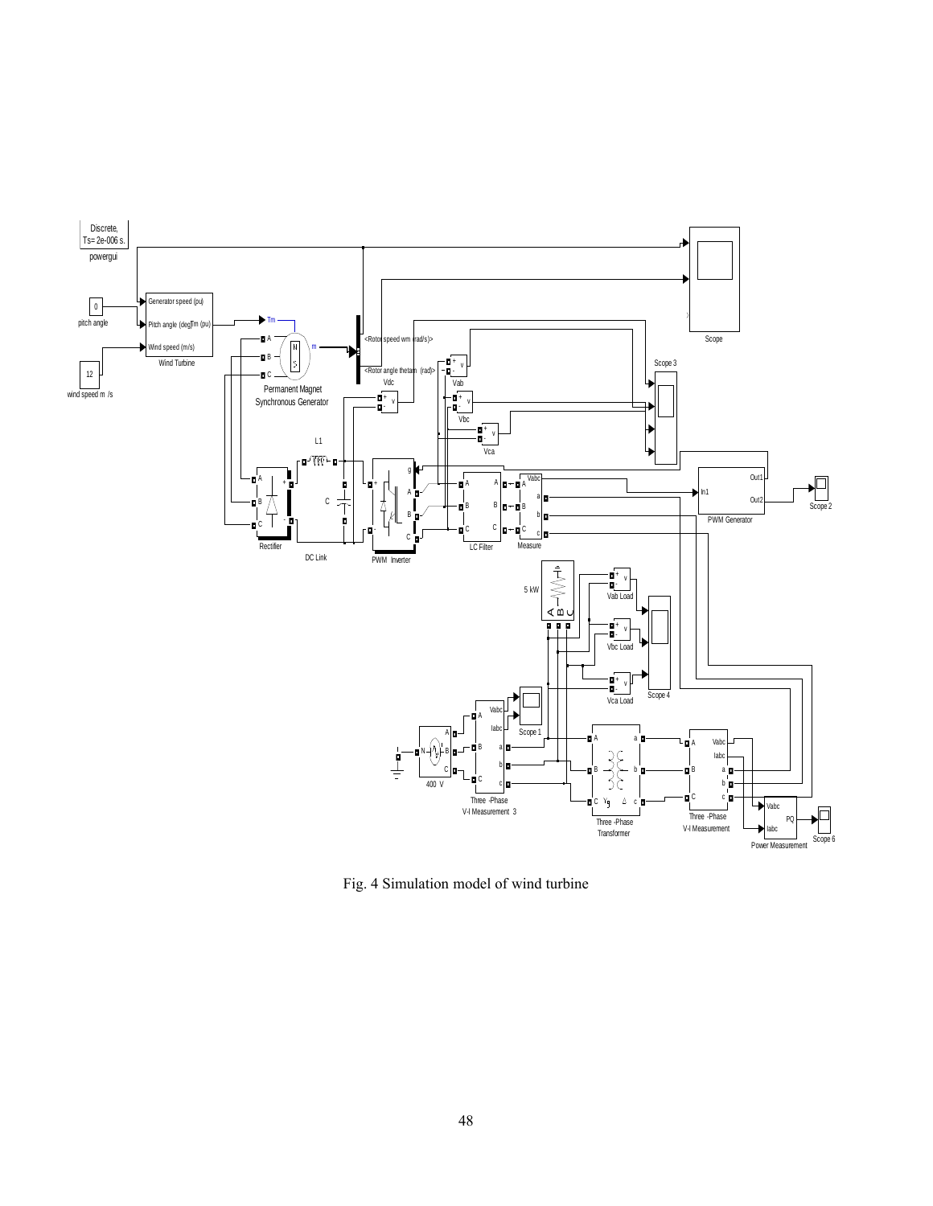Fig. 4 Simulation model of wind turbine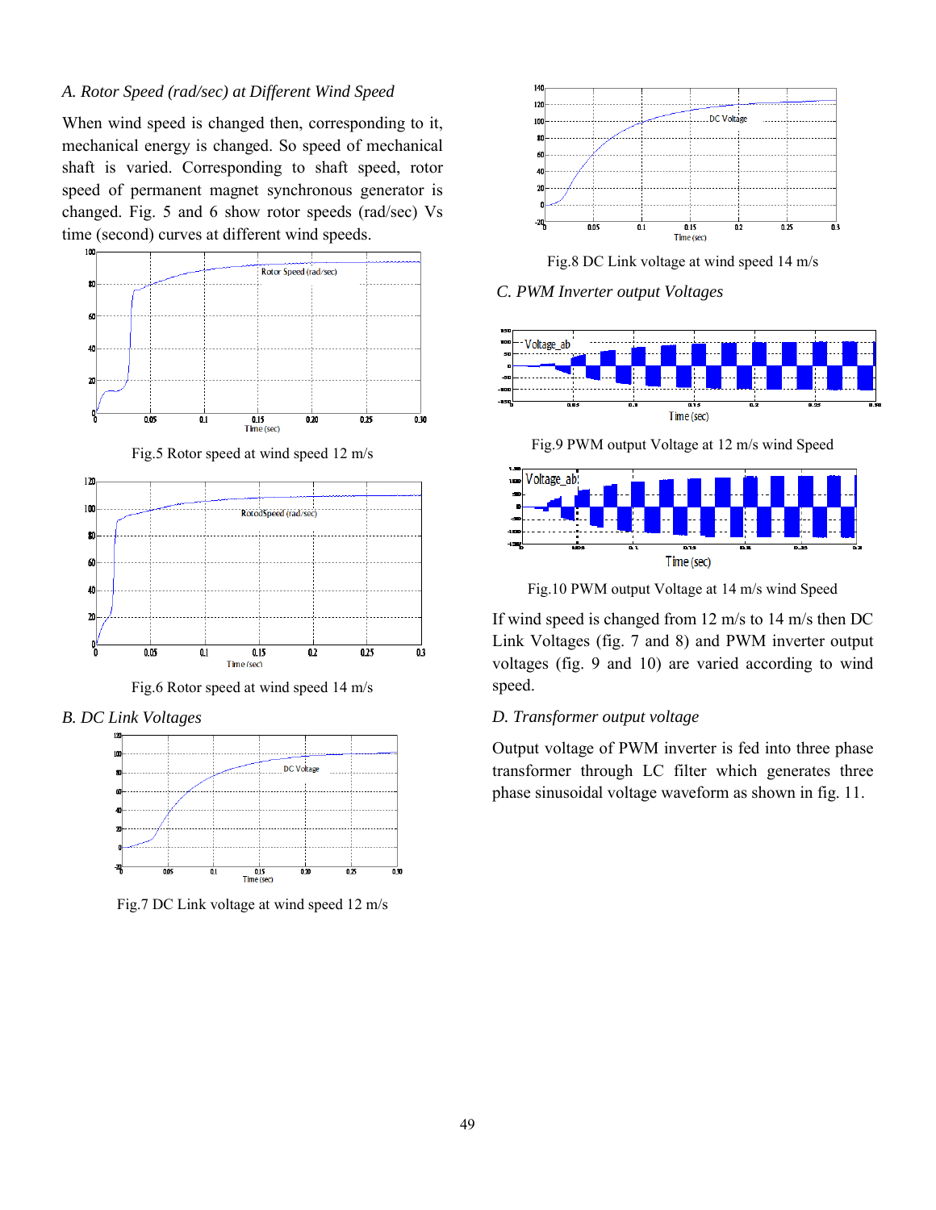*A. Rotor Speed (rad/sec) at Different Wind Speed*

When wind speed is changed then, corresponding to it, mechanical energy is changed. So speed of mechanical shaft is varied. Corresponding to shaft speed, rotor speed of permanent magnet synchronous generator is changed. Fig. 5 and 6 show rotor speeds (rad/sec) Vs time (second) curves at different wind speeds.

Fig.5 Rotor speed at wind speed 12 m/s

Fig.6 Rotor speed at wind speed 14 m/s

*B. DC Link Voltages*

Fig.7 DC Link voltage at wind speed 12 m/s

Fig.8 DC Link voltage at wind speed 14 m/s

*C. PWM Inverter output Voltages*

Fig.9 PWM output Voltage at 12 m/s wind Speed

Fig.10 PWM output Voltage at 14 m/s wind Speed

If wind speed is changed from 12 m/s to 14 m/s then DC Link Voltages (fig. 7 and 8) and PWM inverter output voltages (fig. 9 and 10) are varied according to wind speed.

*D. Transformer output voltage*

Output voltage of PWM inverter is fed into three phase transformer through LC filter which generates three phase sinusoidal voltage waveform as shown in fig. 11.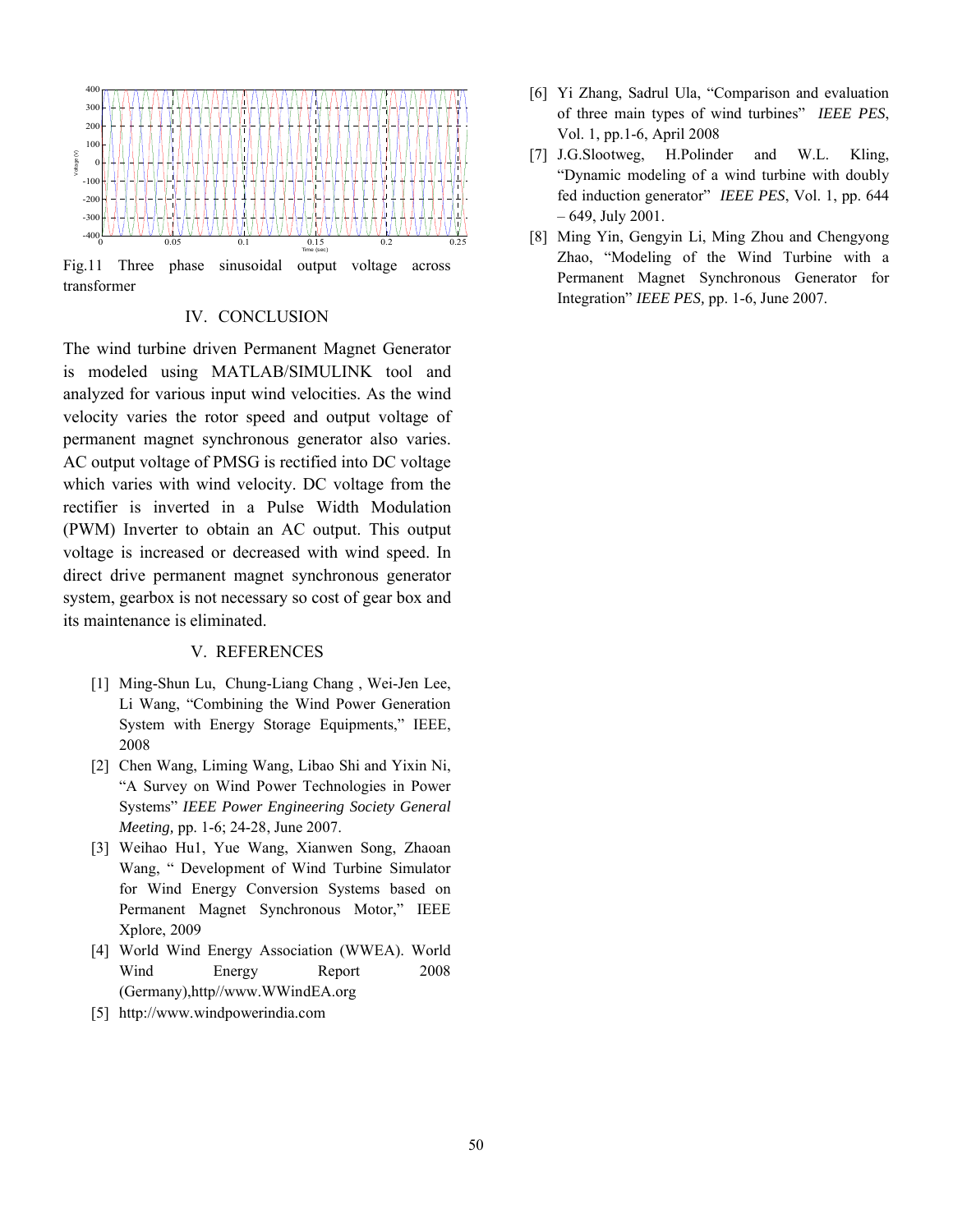400
300
200
100
0
-100
-200
-300
-400

Voltage (V)

0 0.05 0.1 0.15 0.2 0.25

Time (sec)

Fig.11 Three phase sinusoidal output voltage across transformer

## IV. CONCLUSION

The wind turbine driven Permanent Magnet Generator is modeled using MATLAB/SIMULINK tool and analyzed for various input wind velocities. As the wind velocity varies the rotor speed and output voltage of permanent magnet synchronous generator also varies. AC output voltage of PMSG is rectified into DC voltage which varies with wind velocity. DC voltage from the rectifier is inverted in a Pulse Width Modulation (PWM) Inverter to obtain an AC output. This output voltage is increased or decreased with wind speed. In direct drive permanent magnet synchronous generator system, gearbox is not necessary so cost of gear box and its maintenance is eliminated.

## V. REFERENCES

[1] Ming-Shun Lu, Chung-Liang Chang , Wei-Jen Lee, Li Wang, "Combining the Wind Power Generation System with Energy Storage Equipments," IEEE, 2008

[2] Chen Wang, Liming Wang, Libao Shi and Yixin Ni, "A Survey on Wind Power Technologies in Power Systems" *IEEE Power Engineering Society General Meeting,* pp. 1-6; 24-28, June 2007.

[3] Weihao Hu1, Yue Wang, Xianwen Song, Zhaoan Wang, " Development of Wind Turbine Simulator for Wind Energy Conversion Systems based on Permanent Magnet Synchronous Motor," IEEE Xplore, 2009

[4] World Wind Energy Association (WWEA). World Wind Energy Report 2008 (Germany),http//www.WWindEA.org

[5] http://www.windpowerindia.com

[6] Yi Zhang, Sadrul Ula, "Comparison and evaluation of three main types of wind turbines" *IEEE PES*, Vol. 1, pp.1-6, April 2008

[7] J.G.Slootweg, H.Polinder and W.L. Kling, "Dynamic modeling of a wind turbine with doubly fed induction generator" *IEEE PES*, Vol. 1, pp. 644 – 649, July 2001.

[8] Ming Yin, Gengyin Li, Ming Zhou and Chengyong Zhao, "Modeling of the Wind Turbine with a Permanent Magnet Synchronous Generator for Integration" *IEEE PES,* pp. 1-6, June 2007.